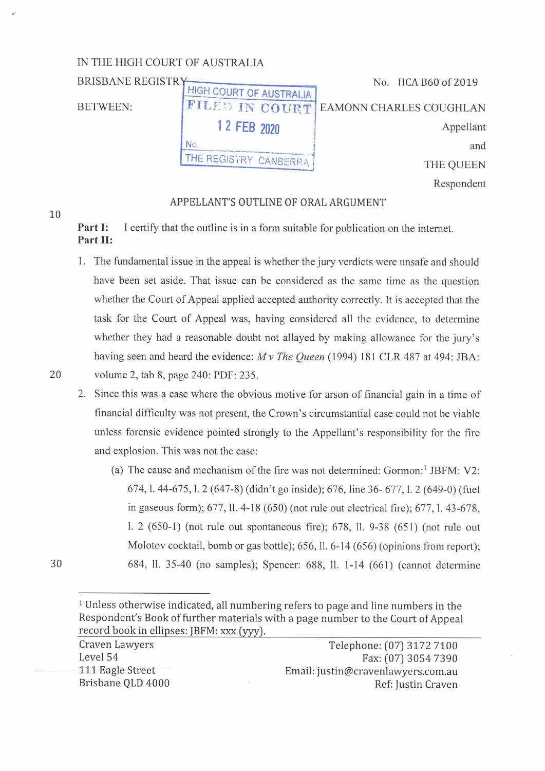IN THE HIGH COURT OF AUSTRALIA
BRISBANE REGISTRY

No. HCA B60 of 2019

HIGH COURT OF AUSTRALIA
FILED IN COURT
12 FEB 2020
No.
THE REGISTRY CANBERRA

BETWEEN:

EAMONN CHARLES COUGHLAN
Appellant

and

THE QUEEN
Respondent

## APPELLANT'S OUTLINE OF ORAL ARGUMENT

**Part I:** I certify that the outline is in a form suitable for publication on the internet.

**Part II:**

1. The fundamental issue in the appeal is whether the jury verdicts were unsafe and should have been set aside. That issue can be considered as the same time as the question whether the Court of Appeal applied accepted authority correctly. It is accepted that the task for the Court of Appeal was, having considered all the evidence, to determine whether they had a reasonable doubt not allayed by making allowance for the jury's having seen and heard the evidence: *M v The Queen* (1994) 181 CLR 487 at 494: JBA: volume 2, tab 8, page 240: PDF: 235.

2. Since this was a case where the obvious motive for arson of financial gain in a time of financial difficulty was not present, the Crown's circumstantial case could not be viable unless forensic evidence pointed strongly to the Appellant's responsibility for the fire and explosion. This was not the case:

   (a) The cause and mechanism of the fire was not determined: Gormon:[1] JBFM: V2: 674, l. 44-675, l. 2 (647-8) (didn't go inside); 676, line 36- 677, l. 2 (649-0) (fuel in gaseous form); 677, ll. 4-18 (650) (not rule out electrical fire); 677, l. 43-678, l. 2 (650-1) (not rule out spontaneous fire); 678, ll. 9-38 (651) (not rule out Molotov cocktail, bomb or gas bottle); 656, ll. 6-14 (656) (opinions from report); 684, ll. 35-40 (no samples); Spencer: 688, ll. 1-14 (661) (cannot determine

---

[1] Unless otherwise indicated, all numbering refers to page and line numbers in the Respondent's Book of further materials with a page number to the Court of Appeal record book in ellipses: JBFM: xxx (yyy).

Craven Lawyers
Level 54
111 Eagle Street
Brisbane QLD 4000

Telephone: (07) 3172 7100
Fax: (07) 3054 7390
Email: justin@cravenlawyers.com.au
Ref: Justin Craven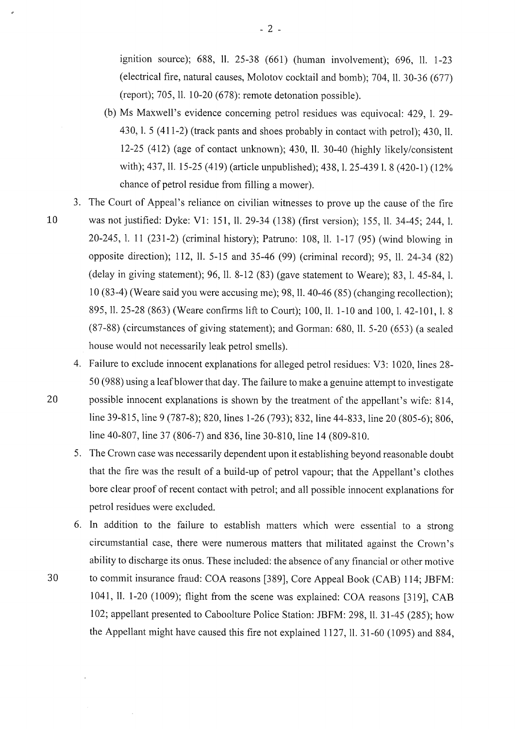ignition source); 688, ll. 25-38 (661) (human involvement); 696, ll. 1-23 (electrical fire, natural causes, Molotov cocktail and bomb); 704, ll. 30-36 (677) (report); 705, ll. 10-20 (678): remote detonation possible).

(b) Ms Maxwell's evidence concerning petrol residues was equivocal: 429, l. 29-430, l. 5 (411-2) (track pants and shoes probably in contact with petrol); 430, ll. 12-25 (412) (age of contact unknown); 430, ll. 30-40 (highly likely/consistent with); 437, ll. 15-25 (419) (article unpublished); 438, l. 25-439 l. 8 (420-1) (12% chance of petrol residue from filling a mower).

3. The Court of Appeal's reliance on civilian witnesses to prove up the cause of the fire was not justified: Dyke: V1: 151, ll. 29-34 (138) (first version); 155, ll. 34-45; 244, l. 20-245, l. 11 (231-2) (criminal history); Patruno: 108, ll. 1-17 (95) (wind blowing in opposite direction); 112, ll. 5-15 and 35-46 (99) (criminal record); 95, ll. 24-34 (82) (delay in giving statement); 96, ll. 8-12 (83) (gave statement to Weare); 83, l. 45-84, l. 10 (83-4) (Weare said you were accusing me); 98, ll. 40-46 (85) (changing recollection); 895, ll. 25-28 (863) (Weare confirms lift to Court); 100, ll. 1-10 and 100, l. 42-101, l. 8 (87-88) (circumstances of giving statement); and Gorman: 680, ll. 5-20 (653) (a sealed house would not necessarily leak petrol smells).

4. Failure to exclude innocent explanations for alleged petrol residues: V3: 1020, lines 28-50 (988) using a leaf blower that day. The failure to make a genuine attempt to investigate possible innocent explanations is shown by the treatment of the appellant's wife: 814, line 39-815, line 9 (787-8); 820, lines 1-26 (793); 832, line 44-833, line 20 (805-6); 806, line 40-807, line 37 (806-7) and 836, line 30-810, line 14 (809-810.

5. The Crown case was necessarily dependent upon it establishing beyond reasonable doubt that the fire was the result of a build-up of petrol vapour; that the Appellant's clothes bore clear proof of recent contact with petrol; and all possible innocent explanations for petrol residues were excluded.

6. In addition to the failure to establish matters which were essential to a strong circumstantial case, there were numerous matters that militated against the Crown's ability to discharge its onus. These included: the absence of any financial or other motive to commit insurance fraud: COA reasons [389], Core Appeal Book (CAB) 114; JBFM: 1041, ll. 1-20 (1009); flight from the scene was explained: COA reasons [319], CAB 102; appellant presented to Caboolture Police Station: JBFM: 298, ll. 31-45 (285); how the Appellant might have caused this fire not explained 1127, ll. 31-60 (1095) and 884,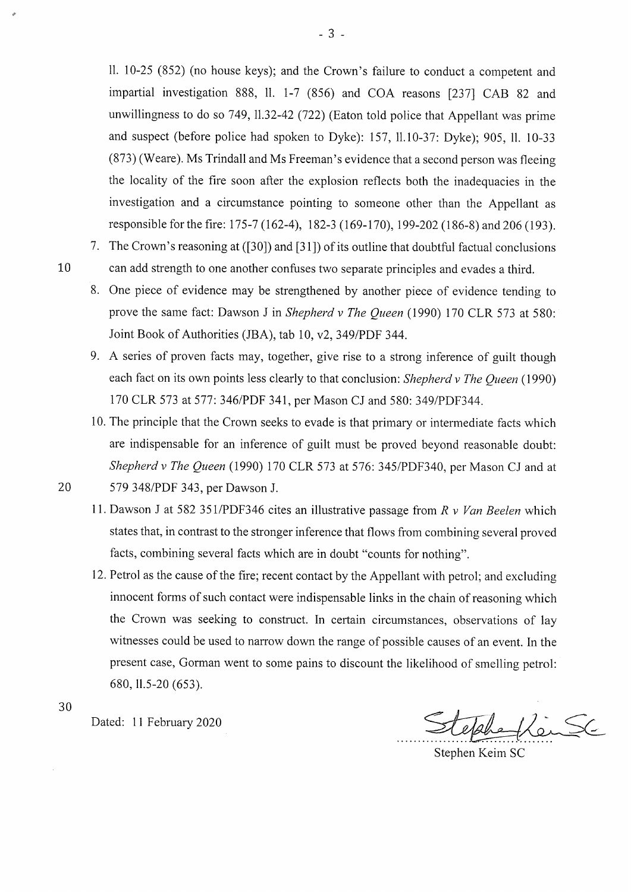ll. 10-25 (852) (no house keys); and the Crown's failure to conduct a competent and impartial investigation 888, ll. 1-7 (856) and COA reasons [237] CAB 82 and unwillingness to do so 749, ll.32-42 (722) (Eaton told police that Appellant was prime and suspect (before police had spoken to Dyke): 157, ll.10-37: Dyke); 905, ll. 10-33 (873) (Weare). Ms Trindall and Ms Freeman's evidence that a second person was fleeing the locality of the fire soon after the explosion reflects both the inadequacies in the investigation and a circumstance pointing to someone other than the Appellant as responsible for the fire: 175-7 (162-4), 182-3 (169-170), 199-202 (186-8) and 206 (193).

7. The Crown's reasoning at ([30]) and [31]) of its outline that doubtful factual conclusions can add strength to one another confuses two separate principles and evades a third.

8. One piece of evidence may be strengthened by another piece of evidence tending to prove the same fact: Dawson J in *Shepherd v The Queen* (1990) 170 CLR 573 at 580: Joint Book of Authorities (JBA), tab 10, v2, 349/PDF 344.

9. A series of proven facts may, together, give rise to a strong inference of guilt though each fact on its own points less clearly to that conclusion: *Shepherd v The Queen* (1990) 170 CLR 573 at 577: 346/PDF 341, per Mason CJ and 580: 349/PDF344.

10. The principle that the Crown seeks to evade is that primary or intermediate facts which are indispensable for an inference of guilt must be proved beyond reasonable doubt: *Shepherd v The Queen* (1990) 170 CLR 573 at 576: 345/PDF340, per Mason CJ and at 579 348/PDF 343, per Dawson J.

11. Dawson J at 582 351/PDF346 cites an illustrative passage from *R v Van Beelen* which states that, in contrast to the stronger inference that flows from combining several proved facts, combining several facts which are in doubt "counts for nothing".

12. Petrol as the cause of the fire; recent contact by the Appellant with petrol; and excluding innocent forms of such contact were indispensable links in the chain of reasoning which the Crown was seeking to construct. In certain circumstances, observations of lay witnesses could be used to narrow down the range of possible causes of an event. In the present case, Gorman went to some pains to discount the likelihood of smelling petrol: 680, ll.5-20 (653).

Dated: 11 February 2020

Stephen Keim SC